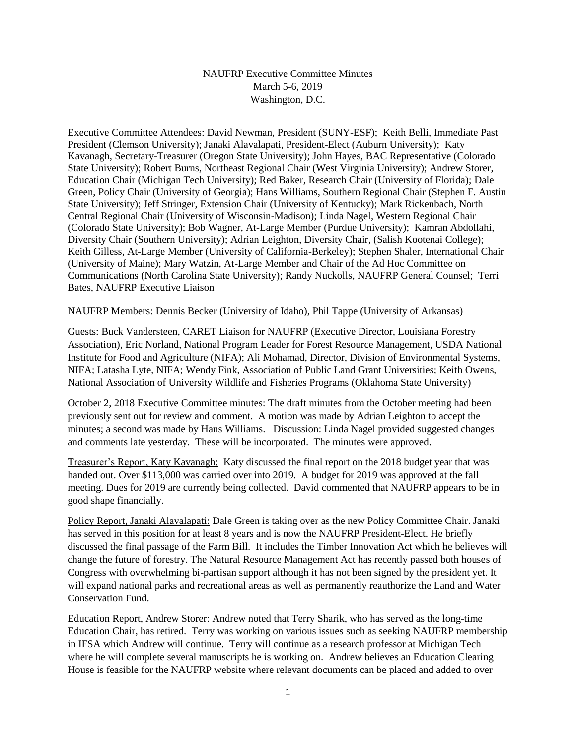NAUFRP Executive Committee Minutes
March 5-6, 2019
Washington, D.C.

Executive Committee Attendees: David Newman, President (SUNY-ESF); Keith Belli, Immediate Past President (Clemson University); Janaki Alavalapati, President-Elect (Auburn University); Katy Kavanagh, Secretary-Treasurer (Oregon State University); John Hayes, BAC Representative (Colorado State University); Robert Burns, Northeast Regional Chair (West Virginia University); Andrew Storer, Education Chair (Michigan Tech University); Red Baker, Research Chair (University of Florida); Dale Green, Policy Chair (University of Georgia); Hans Williams, Southern Regional Chair (Stephen F. Austin State University); Jeff Stringer, Extension Chair (University of Kentucky); Mark Rickenbach, North Central Regional Chair (University of Wisconsin-Madison); Linda Nagel, Western Regional Chair (Colorado State University); Bob Wagner, At-Large Member (Purdue University); Kamran Abdollahi, Diversity Chair (Southern University); Adrian Leighton, Diversity Chair, (Salish Kootenai College); Keith Gilless, At-Large Member (University of California-Berkeley); Stephen Shaler, International Chair (University of Maine); Mary Watzin, At-Large Member and Chair of the Ad Hoc Committee on Communications (North Carolina State University); Randy Nuckolls, NAUFRP General Counsel; Terri Bates, NAUFRP Executive Liaison

NAUFRP Members: Dennis Becker (University of Idaho), Phil Tappe (University of Arkansas)

Guests: Buck Vandersteen, CARET Liaison for NAUFRP (Executive Director, Louisiana Forestry Association), Eric Norland, National Program Leader for Forest Resource Management, USDA National Institute for Food and Agriculture (NIFA); Ali Mohamad, Director, Division of Environmental Systems, NIFA; Latasha Lyte, NIFA; Wendy Fink, Association of Public Land Grant Universities; Keith Owens, National Association of University Wildlife and Fisheries Programs (Oklahoma State University)

October 2, 2018 Executive Committee minutes: The draft minutes from the October meeting had been previously sent out for review and comment. A motion was made by Adrian Leighton to accept the minutes; a second was made by Hans Williams. Discussion: Linda Nagel provided suggested changes and comments late yesterday. These will be incorporated. The minutes were approved.

Treasurer's Report, Katy Kavanagh: Katy discussed the final report on the 2018 budget year that was handed out. Over $113,000 was carried over into 2019. A budget for 2019 was approved at the fall meeting. Dues for 2019 are currently being collected. David commented that NAUFRP appears to be in good shape financially.

Policy Report, Janaki Alavalapati: Dale Green is taking over as the new Policy Committee Chair. Janaki has served in this position for at least 8 years and is now the NAUFRP President-Elect. He briefly discussed the final passage of the Farm Bill. It includes the Timber Innovation Act which he believes will change the future of forestry. The Natural Resource Management Act has recently passed both houses of Congress with overwhelming bi-partisan support although it has not been signed by the president yet. It will expand national parks and recreational areas as well as permanently reauthorize the Land and Water Conservation Fund.

Education Report, Andrew Storer: Andrew noted that Terry Sharik, who has served as the long-time Education Chair, has retired. Terry was working on various issues such as seeking NAUFRP membership in IFSA which Andrew will continue. Terry will continue as a research professor at Michigan Tech where he will complete several manuscripts he is working on. Andrew believes an Education Clearing House is feasible for the NAUFRP website where relevant documents can be placed and added to over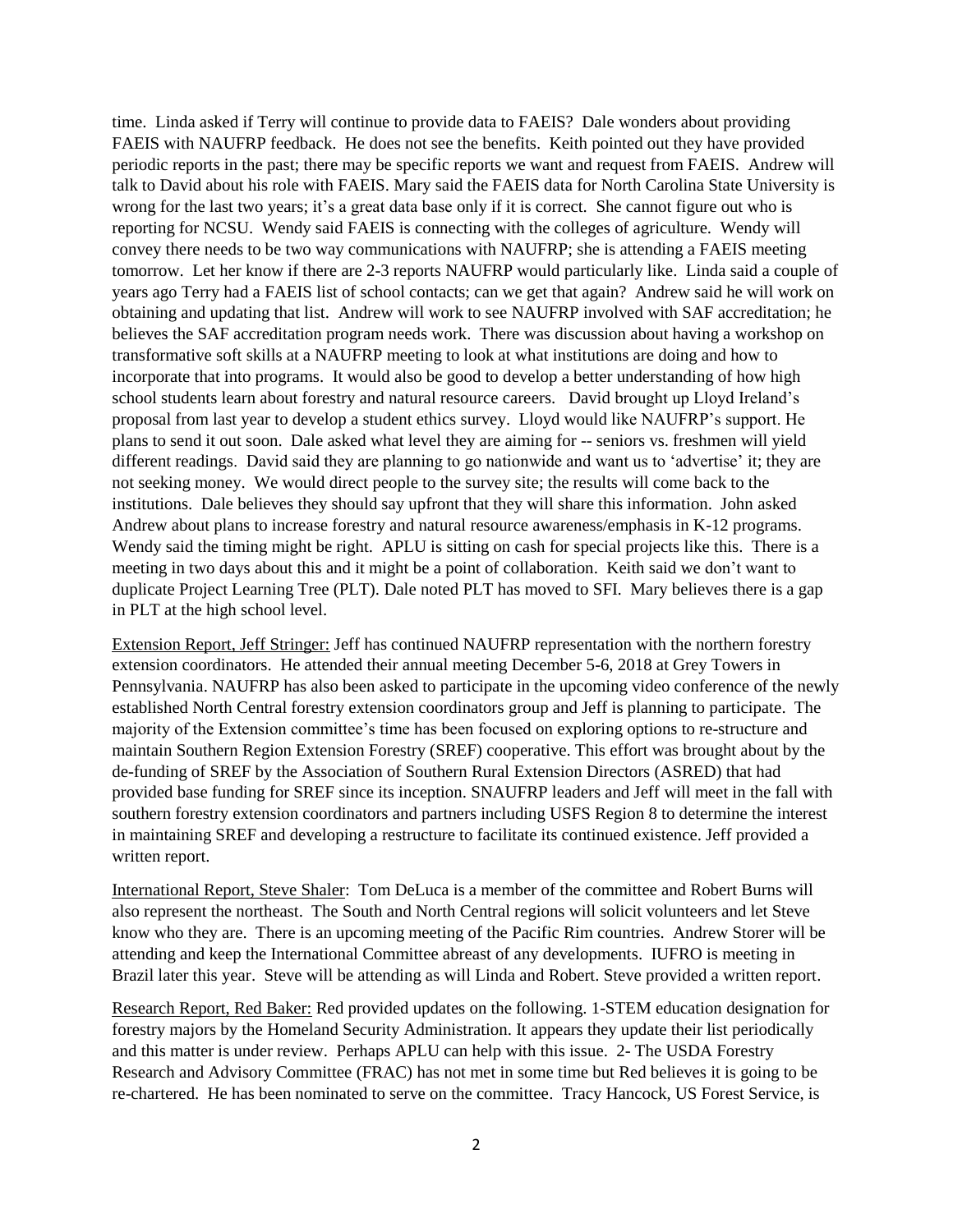time. Linda asked if Terry will continue to provide data to FAEIS? Dale wonders about providing FAEIS with NAUFRP feedback. He does not see the benefits. Keith pointed out they have provided periodic reports in the past; there may be specific reports we want and request from FAEIS. Andrew will talk to David about his role with FAEIS. Mary said the FAEIS data for North Carolina State University is wrong for the last two years; it's a great data base only if it is correct. She cannot figure out who is reporting for NCSU. Wendy said FAEIS is connecting with the colleges of agriculture. Wendy will convey there needs to be two way communications with NAUFRP; she is attending a FAEIS meeting tomorrow. Let her know if there are 2-3 reports NAUFRP would particularly like. Linda said a couple of years ago Terry had a FAEIS list of school contacts; can we get that again? Andrew said he will work on obtaining and updating that list. Andrew will work to see NAUFRP involved with SAF accreditation; he believes the SAF accreditation program needs work. There was discussion about having a workshop on transformative soft skills at a NAUFRP meeting to look at what institutions are doing and how to incorporate that into programs. It would also be good to develop a better understanding of how high school students learn about forestry and natural resource careers. David brought up Lloyd Ireland's proposal from last year to develop a student ethics survey. Lloyd would like NAUFRP's support. He plans to send it out soon. Dale asked what level they are aiming for -- seniors vs. freshmen will yield different readings. David said they are planning to go nationwide and want us to 'advertise' it; they are not seeking money. We would direct people to the survey site; the results will come back to the institutions. Dale believes they should say upfront that they will share this information. John asked Andrew about plans to increase forestry and natural resource awareness/emphasis in K-12 programs. Wendy said the timing might be right. APLU is sitting on cash for special projects like this. There is a meeting in two days about this and it might be a point of collaboration. Keith said we don't want to duplicate Project Learning Tree (PLT). Dale noted PLT has moved to SFI. Mary believes there is a gap in PLT at the high school level.

<u>Extension Report, Jeff Stringer:</u> Jeff has continued NAUFRP representation with the northern forestry extension coordinators. He attended their annual meeting December 5-6, 2018 at Grey Towers in Pennsylvania. NAUFRP has also been asked to participate in the upcoming video conference of the newly established North Central forestry extension coordinators group and Jeff is planning to participate. The majority of the Extension committee's time has been focused on exploring options to re-structure and maintain Southern Region Extension Forestry (SREF) cooperative. This effort was brought about by the de-funding of SREF by the Association of Southern Rural Extension Directors (ASRED) that had provided base funding for SREF since its inception. SNAUFRP leaders and Jeff will meet in the fall with southern forestry extension coordinators and partners including USFS Region 8 to determine the interest in maintaining SREF and developing a restructure to facilitate its continued existence. Jeff provided a written report.

<u>International Report, Steve Shaler</u>: Tom DeLuca is a member of the committee and Robert Burns will also represent the northeast. The South and North Central regions will solicit volunteers and let Steve know who they are. There is an upcoming meeting of the Pacific Rim countries. Andrew Storer will be attending and keep the International Committee abreast of any developments. IUFRO is meeting in Brazil later this year. Steve will be attending as will Linda and Robert. Steve provided a written report.

<u>Research Report, Red Baker:</u> Red provided updates on the following. 1-STEM education designation for forestry majors by the Homeland Security Administration. It appears they update their list periodically and this matter is under review. Perhaps APLU can help with this issue. 2- The USDA Forestry Research and Advisory Committee (FRAC) has not met in some time but Red believes it is going to be re-chartered. He has been nominated to serve on the committee. Tracy Hancock, US Forest Service, is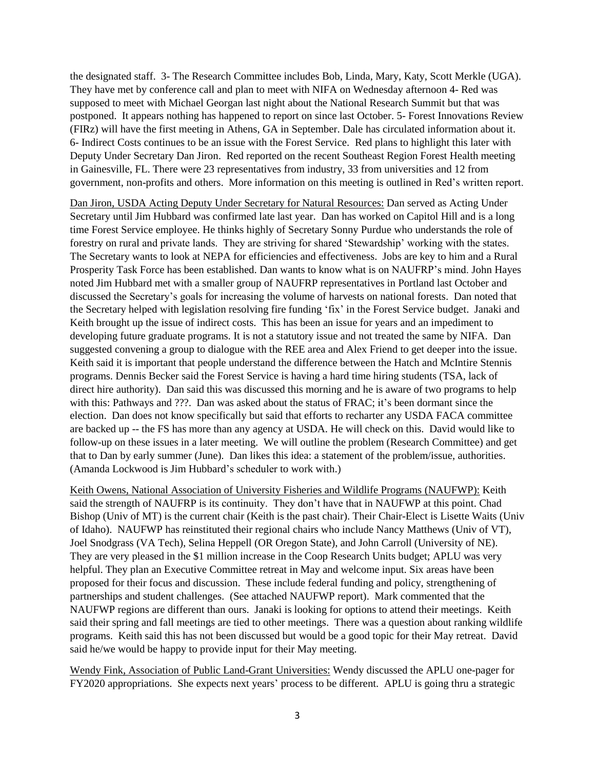the designated staff. 3- The Research Committee includes Bob, Linda, Mary, Katy, Scott Merkle (UGA). They have met by conference call and plan to meet with NIFA on Wednesday afternoon 4- Red was supposed to meet with Michael Georgan last night about the National Research Summit but that was postponed. It appears nothing has happened to report on since last October. 5- Forest Innovations Review (FIRz) will have the first meeting in Athens, GA in September. Dale has circulated information about it. 6- Indirect Costs continues to be an issue with the Forest Service. Red plans to highlight this later with Deputy Under Secretary Dan Jiron. Red reported on the recent Southeast Region Forest Health meeting in Gainesville, FL. There were 23 representatives from industry, 33 from universities and 12 from government, non-profits and others. More information on this meeting is outlined in Red's written report.

Dan Jiron, USDA Acting Deputy Under Secretary for Natural Resources: Dan served as Acting Under Secretary until Jim Hubbard was confirmed late last year. Dan has worked on Capitol Hill and is a long time Forest Service employee. He thinks highly of Secretary Sonny Purdue who understands the role of forestry on rural and private lands. They are striving for shared 'Stewardship' working with the states. The Secretary wants to look at NEPA for efficiencies and effectiveness. Jobs are key to him and a Rural Prosperity Task Force has been established. Dan wants to know what is on NAUFRP's mind. John Hayes noted Jim Hubbard met with a smaller group of NAUFRP representatives in Portland last October and discussed the Secretary's goals for increasing the volume of harvests on national forests. Dan noted that the Secretary helped with legislation resolving fire funding 'fix' in the Forest Service budget. Janaki and Keith brought up the issue of indirect costs. This has been an issue for years and an impediment to developing future graduate programs. It is not a statutory issue and not treated the same by NIFA. Dan suggested convening a group to dialogue with the REE area and Alex Friend to get deeper into the issue. Keith said it is important that people understand the difference between the Hatch and McIntire Stennis programs. Dennis Becker said the Forest Service is having a hard time hiring students (TSA, lack of direct hire authority). Dan said this was discussed this morning and he is aware of two programs to help with this: Pathways and ???. Dan was asked about the status of FRAC; it's been dormant since the election. Dan does not know specifically but said that efforts to recharter any USDA FACA committee are backed up -- the FS has more than any agency at USDA. He will check on this. David would like to follow-up on these issues in a later meeting. We will outline the problem (Research Committee) and get that to Dan by early summer (June). Dan likes this idea: a statement of the problem/issue, authorities. (Amanda Lockwood is Jim Hubbard's scheduler to work with.)

Keith Owens, National Association of University Fisheries and Wildlife Programs (NAUFWP): Keith said the strength of NAUFRP is its continuity. They don't have that in NAUFWP at this point. Chad Bishop (Univ of MT) is the current chair (Keith is the past chair). Their Chair-Elect is Lisette Waits (Univ of Idaho). NAUFWP has reinstituted their regional chairs who include Nancy Matthews (Univ of VT), Joel Snodgrass (VA Tech), Selina Heppell (OR Oregon State), and John Carroll (University of NE). They are very pleased in the $1 million increase in the Coop Research Units budget; APLU was very helpful. They plan an Executive Committee retreat in May and welcome input. Six areas have been proposed for their focus and discussion. These include federal funding and policy, strengthening of partnerships and student challenges. (See attached NAUFWP report). Mark commented that the NAUFWP regions are different than ours. Janaki is looking for options to attend their meetings. Keith said their spring and fall meetings are tied to other meetings. There was a question about ranking wildlife programs. Keith said this has not been discussed but would be a good topic for their May retreat. David said he/we would be happy to provide input for their May meeting.

Wendy Fink, Association of Public Land-Grant Universities: Wendy discussed the APLU one-pager for FY2020 appropriations. She expects next years' process to be different. APLU is going thru a strategic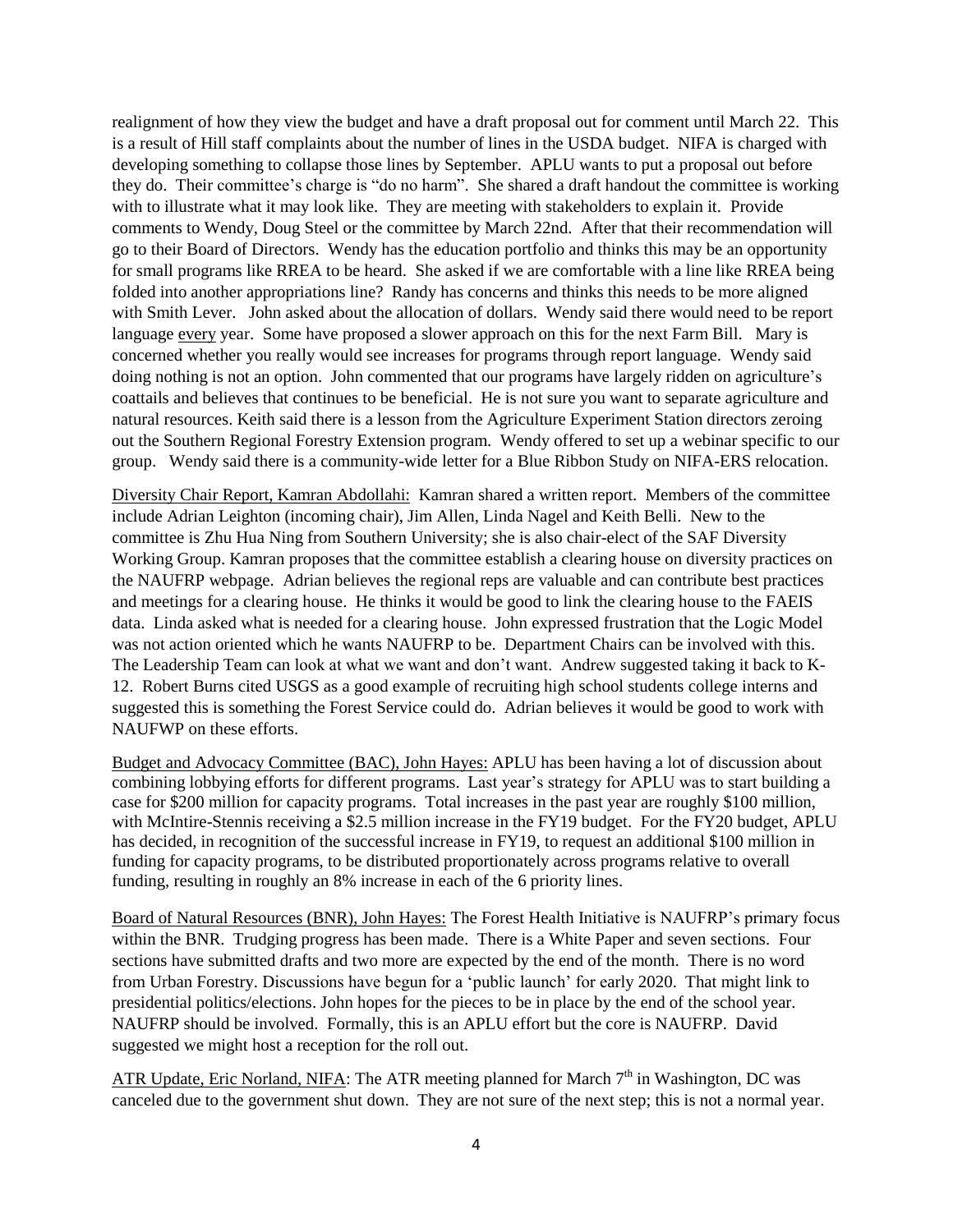realignment of how they view the budget and have a draft proposal out for comment until March 22. This is a result of Hill staff complaints about the number of lines in the USDA budget. NIFA is charged with developing something to collapse those lines by September. APLU wants to put a proposal out before they do. Their committee's charge is "do no harm". She shared a draft handout the committee is working with to illustrate what it may look like. They are meeting with stakeholders to explain it. Provide comments to Wendy, Doug Steel or the committee by March 22nd. After that their recommendation will go to their Board of Directors. Wendy has the education portfolio and thinks this may be an opportunity for small programs like RREA to be heard. She asked if we are comfortable with a line like RREA being folded into another appropriations line? Randy has concerns and thinks this needs to be more aligned with Smith Lever. John asked about the allocation of dollars. Wendy said there would need to be report language <u>every</u> year. Some have proposed a slower approach on this for the next Farm Bill. Mary is concerned whether you really would see increases for programs through report language. Wendy said doing nothing is not an option. John commented that our programs have largely ridden on agriculture's coattails and believes that continues to be beneficial. He is not sure you want to separate agriculture and natural resources. Keith said there is a lesson from the Agriculture Experiment Station directors zeroing out the Southern Regional Forestry Extension program. Wendy offered to set up a webinar specific to our group. Wendy said there is a community-wide letter for a Blue Ribbon Study on NIFA-ERS relocation.

<u>Diversity Chair Report, Kamran Abdollahi:</u> Kamran shared a written report. Members of the committee include Adrian Leighton (incoming chair), Jim Allen, Linda Nagel and Keith Belli. New to the committee is Zhu Hua Ning from Southern University; she is also chair-elect of the SAF Diversity Working Group. Kamran proposes that the committee establish a clearing house on diversity practices on the NAUFRP webpage. Adrian believes the regional reps are valuable and can contribute best practices and meetings for a clearing house. He thinks it would be good to link the clearing house to the FAEIS data. Linda asked what is needed for a clearing house. John expressed frustration that the Logic Model was not action oriented which he wants NAUFRP to be. Department Chairs can be involved with this. The Leadership Team can look at what we want and don't want. Andrew suggested taking it back to K-12. Robert Burns cited USGS as a good example of recruiting high school students college interns and suggested this is something the Forest Service could do. Adrian believes it would be good to work with NAUFWP on these efforts.

<u>Budget and Advocacy Committee (BAC), John Hayes:</u> APLU has been having a lot of discussion about combining lobbying efforts for different programs. Last year's strategy for APLU was to start building a case for \$200 million for capacity programs. Total increases in the past year are roughly \$100 million, with McIntire-Stennis receiving a \$2.5 million increase in the FY19 budget. For the FY20 budget, APLU has decided, in recognition of the successful increase in FY19, to request an additional \$100 million in funding for capacity programs, to be distributed proportionately across programs relative to overall funding, resulting in roughly an 8% increase in each of the 6 priority lines.

<u>Board of Natural Resources (BNR), John Hayes:</u> The Forest Health Initiative is NAUFRP's primary focus within the BNR. Trudging progress has been made. There is a White Paper and seven sections. Four sections have submitted drafts and two more are expected by the end of the month. There is no word from Urban Forestry. Discussions have begun for a 'public launch' for early 2020. That might link to presidential politics/elections. John hopes for the pieces to be in place by the end of the school year. NAUFRP should be involved. Formally, this is an APLU effort but the core is NAUFRP. David suggested we might host a reception for the roll out.

<u>ATR Update, Eric Norland, NIFA</u>: The ATR meeting planned for March 7th in Washington, DC was canceled due to the government shut down. They are not sure of the next step; this is not a normal year.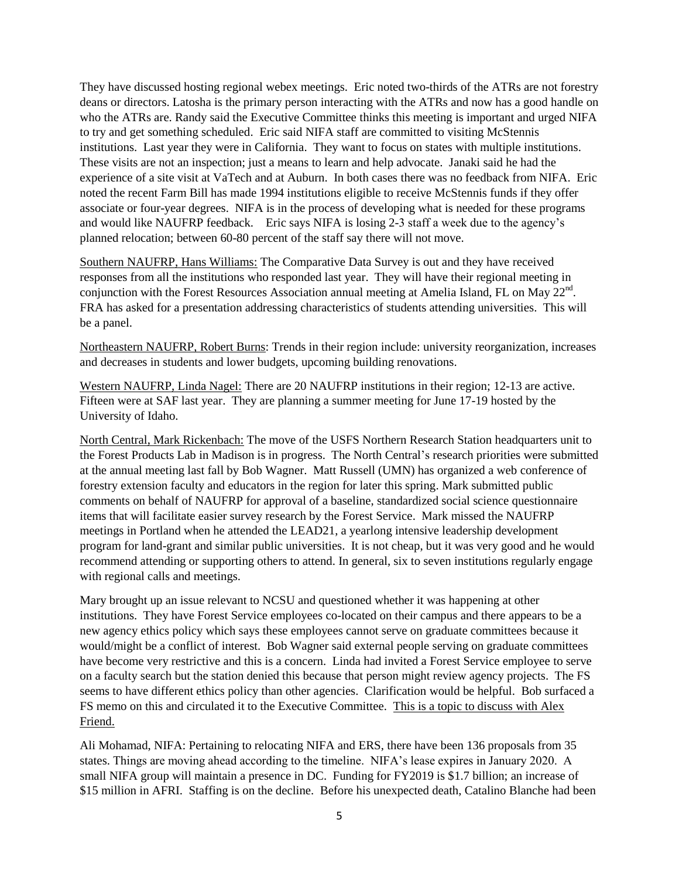They have discussed hosting regional webex meetings. Eric noted two-thirds of the ATRs are not forestry deans or directors. Latosha is the primary person interacting with the ATRs and now has a good handle on who the ATRs are. Randy said the Executive Committee thinks this meeting is important and urged NIFA to try and get something scheduled. Eric said NIFA staff are committed to visiting McStennis institutions. Last year they were in California. They want to focus on states with multiple institutions. These visits are not an inspection; just a means to learn and help advocate. Janaki said he had the experience of a site visit at VaTech and at Auburn. In both cases there was no feedback from NIFA. Eric noted the recent Farm Bill has made 1994 institutions eligible to receive McStennis funds if they offer associate or four-year degrees. NIFA is in the process of developing what is needed for these programs and would like NAUFRP feedback. Eric says NIFA is losing 2-3 staff a week due to the agency's planned relocation; between 60-80 percent of the staff say there will not move.

Southern NAUFRP, Hans Williams: The Comparative Data Survey is out and they have received responses from all the institutions who responded last year. They will have their regional meeting in conjunction with the Forest Resources Association annual meeting at Amelia Island, FL on May 22nd. FRA has asked for a presentation addressing characteristics of students attending universities. This will be a panel.

Northeastern NAUFRP, Robert Burns: Trends in their region include: university reorganization, increases and decreases in students and lower budgets, upcoming building renovations.

Western NAUFRP, Linda Nagel: There are 20 NAUFRP institutions in their region; 12-13 are active. Fifteen were at SAF last year. They are planning a summer meeting for June 17-19 hosted by the University of Idaho.

North Central, Mark Rickenbach: The move of the USFS Northern Research Station headquarters unit to the Forest Products Lab in Madison is in progress. The North Central's research priorities were submitted at the annual meeting last fall by Bob Wagner. Matt Russell (UMN) has organized a web conference of forestry extension faculty and educators in the region for later this spring. Mark submitted public comments on behalf of NAUFRP for approval of a baseline, standardized social science questionnaire items that will facilitate easier survey research by the Forest Service. Mark missed the NAUFRP meetings in Portland when he attended the LEAD21, a yearlong intensive leadership development program for land-grant and similar public universities. It is not cheap, but it was very good and he would recommend attending or supporting others to attend. In general, six to seven institutions regularly engage with regional calls and meetings.

Mary brought up an issue relevant to NCSU and questioned whether it was happening at other institutions. They have Forest Service employees co-located on their campus and there appears to be a new agency ethics policy which says these employees cannot serve on graduate committees because it would/might be a conflict of interest. Bob Wagner said external people serving on graduate committees have become very restrictive and this is a concern. Linda had invited a Forest Service employee to serve on a faculty search but the station denied this because that person might review agency projects. The FS seems to have different ethics policy than other agencies. Clarification would be helpful. Bob surfaced a FS memo on this and circulated it to the Executive Committee. This is a topic to discuss with Alex Friend.

Ali Mohamad, NIFA: Pertaining to relocating NIFA and ERS, there have been 136 proposals from 35 states. Things are moving ahead according to the timeline. NIFA's lease expires in January 2020. A small NIFA group will maintain a presence in DC. Funding for FY2019 is $1.7 billion; an increase of $15 million in AFRI. Staffing is on the decline. Before his unexpected death, Catalino Blanche had been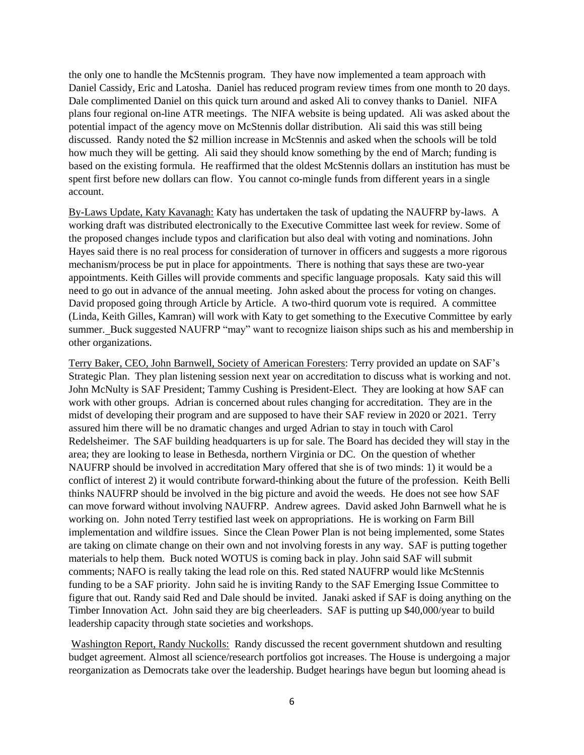the only one to handle the McStennis program. They have now implemented a team approach with Daniel Cassidy, Eric and Latosha. Daniel has reduced program review times from one month to 20 days. Dale complimented Daniel on this quick turn around and asked Ali to convey thanks to Daniel. NIFA plans four regional on-line ATR meetings. The NIFA website is being updated. Ali was asked about the potential impact of the agency move on McStennis dollar distribution. Ali said this was still being discussed. Randy noted the $2 million increase in McStennis and asked when the schools will be told how much they will be getting. Ali said they should know something by the end of March; funding is based on the existing formula. He reaffirmed that the oldest McStennis dollars an institution has must be spent first before new dollars can flow. You cannot co-mingle funds from different years in a single account.

By-Laws Update, Katy Kavanagh: Katy has undertaken the task of updating the NAUFRP by-laws. A working draft was distributed electronically to the Executive Committee last week for review. Some of the proposed changes include typos and clarification but also deal with voting and nominations. John Hayes said there is no real process for consideration of turnover in officers and suggests a more rigorous mechanism/process be put in place for appointments. There is nothing that says these are two-year appointments. Keith Gilles will provide comments and specific language proposals. Katy said this will need to go out in advance of the annual meeting. John asked about the process for voting on changes. David proposed going through Article by Article. A two-third quorum vote is required. A committee (Linda, Keith Gilles, Kamran) will work with Katy to get something to the Executive Committee by early summer. Buck suggested NAUFRP "may" want to recognize liaison ships such as his and membership in other organizations.

Terry Baker, CEO, John Barnwell, Society of American Foresters: Terry provided an update on SAF's Strategic Plan. They plan listening session next year on accreditation to discuss what is working and not. John McNulty is SAF President; Tammy Cushing is President-Elect. They are looking at how SAF can work with other groups. Adrian is concerned about rules changing for accreditation. They are in the midst of developing their program and are supposed to have their SAF review in 2020 or 2021. Terry assured him there will be no dramatic changes and urged Adrian to stay in touch with Carol Redelsheimer. The SAF building headquarters is up for sale. The Board has decided they will stay in the area; they are looking to lease in Bethesda, northern Virginia or DC. On the question of whether NAUFRP should be involved in accreditation Mary offered that she is of two minds: 1) it would be a conflict of interest 2) it would contribute forward-thinking about the future of the profession. Keith Belli thinks NAUFRP should be involved in the big picture and avoid the weeds. He does not see how SAF can move forward without involving NAUFRP. Andrew agrees. David asked John Barnwell what he is working on. John noted Terry testified last week on appropriations. He is working on Farm Bill implementation and wildfire issues. Since the Clean Power Plan is not being implemented, some States are taking on climate change on their own and not involving forests in any way. SAF is putting together materials to help them. Buck noted WOTUS is coming back in play. John said SAF will submit comments; NAFO is really taking the lead role on this. Red stated NAUFRP would like McStennis funding to be a SAF priority. John said he is inviting Randy to the SAF Emerging Issue Committee to figure that out. Randy said Red and Dale should be invited. Janaki asked if SAF is doing anything on the Timber Innovation Act. John said they are big cheerleaders. SAF is putting up $40,000/year to build leadership capacity through state societies and workshops.

Washington Report, Randy Nuckolls: Randy discussed the recent government shutdown and resulting budget agreement. Almost all science/research portfolios got increases. The House is undergoing a major reorganization as Democrats take over the leadership. Budget hearings have begun but looming ahead is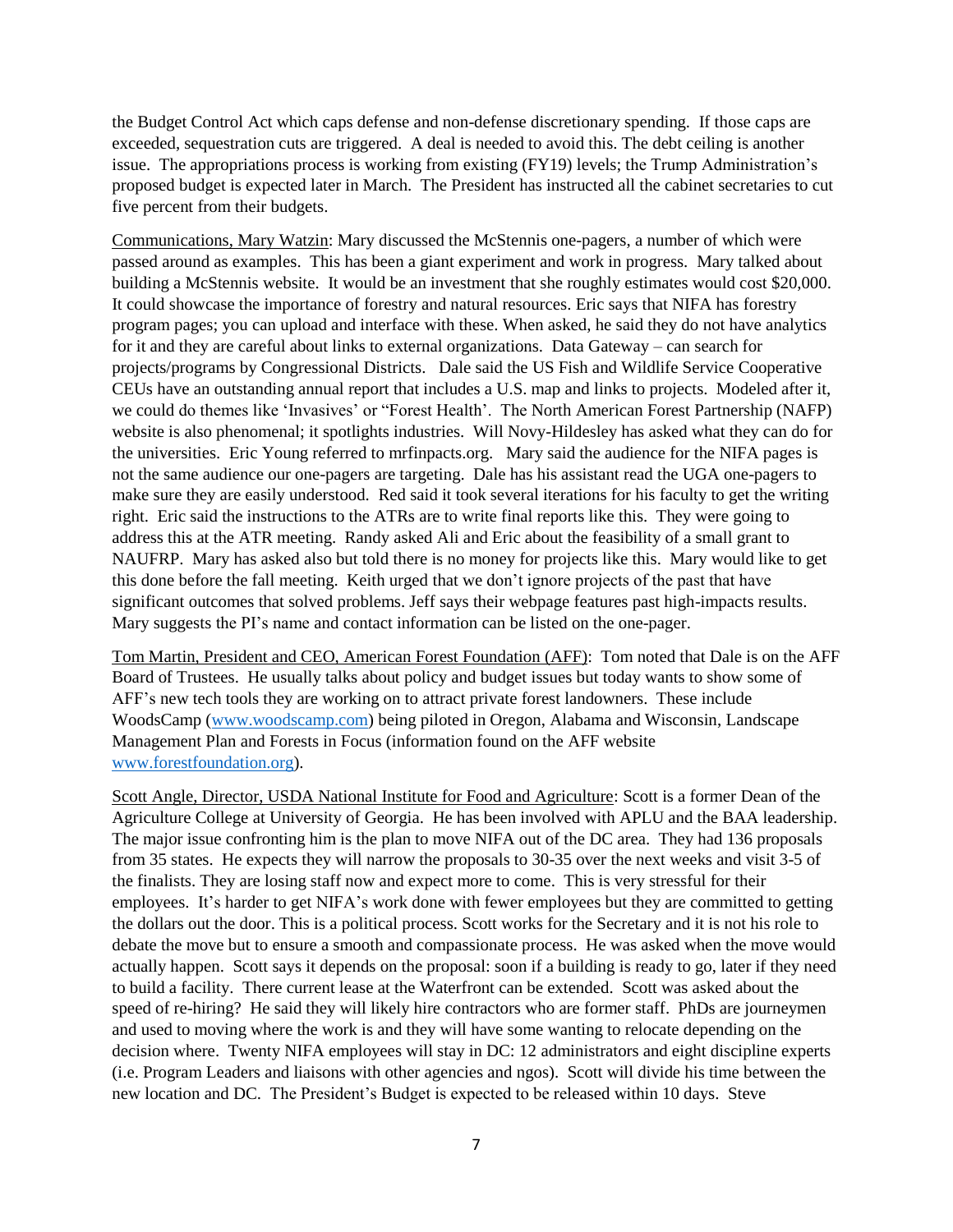the Budget Control Act which caps defense and non-defense discretionary spending. If those caps are exceeded, sequestration cuts are triggered. A deal is needed to avoid this. The debt ceiling is another issue. The appropriations process is working from existing (FY19) levels; the Trump Administration's proposed budget is expected later in March. The President has instructed all the cabinet secretaries to cut five percent from their budgets.

Communications, Mary Watzin: Mary discussed the McStennis one-pagers, a number of which were passed around as examples. This has been a giant experiment and work in progress. Mary talked about building a McStennis website. It would be an investment that she roughly estimates would cost $20,000. It could showcase the importance of forestry and natural resources. Eric says that NIFA has forestry program pages; you can upload and interface with these. When asked, he said they do not have analytics for it and they are careful about links to external organizations. Data Gateway – can search for projects/programs by Congressional Districts. Dale said the US Fish and Wildlife Service Cooperative CEUs have an outstanding annual report that includes a U.S. map and links to projects. Modeled after it, we could do themes like 'Invasives' or "Forest Health'. The North American Forest Partnership (NAFP) website is also phenomenal; it spotlights industries. Will Novy-Hildesley has asked what they can do for the universities. Eric Young referred to mrfinpacts.org. Mary said the audience for the NIFA pages is not the same audience our one-pagers are targeting. Dale has his assistant read the UGA one-pagers to make sure they are easily understood. Red said it took several iterations for his faculty to get the writing right. Eric said the instructions to the ATRs are to write final reports like this. They were going to address this at the ATR meeting. Randy asked Ali and Eric about the feasibility of a small grant to NAUFRP. Mary has asked also but told there is no money for projects like this. Mary would like to get this done before the fall meeting. Keith urged that we don't ignore projects of the past that have significant outcomes that solved problems. Jeff says their webpage features past high-impacts results. Mary suggests the PI's name and contact information can be listed on the one-pager.

Tom Martin, President and CEO, American Forest Foundation (AFF): Tom noted that Dale is on the AFF Board of Trustees. He usually talks about policy and budget issues but today wants to show some of AFF's new tech tools they are working on to attract private forest landowners. These include WoodsCamp (www.woodscamp.com) being piloted in Oregon, Alabama and Wisconsin, Landscape Management Plan and Forests in Focus (information found on the AFF website www.forestfoundation.org).

Scott Angle, Director, USDA National Institute for Food and Agriculture: Scott is a former Dean of the Agriculture College at University of Georgia. He has been involved with APLU and the BAA leadership. The major issue confronting him is the plan to move NIFA out of the DC area. They had 136 proposals from 35 states. He expects they will narrow the proposals to 30-35 over the next weeks and visit 3-5 of the finalists. They are losing staff now and expect more to come. This is very stressful for their employees. It's harder to get NIFA's work done with fewer employees but they are committed to getting the dollars out the door. This is a political process. Scott works for the Secretary and it is not his role to debate the move but to ensure a smooth and compassionate process. He was asked when the move would actually happen. Scott says it depends on the proposal: soon if a building is ready to go, later if they need to build a facility. There current lease at the Waterfront can be extended. Scott was asked about the speed of re-hiring? He said they will likely hire contractors who are former staff. PhDs are journeymen and used to moving where the work is and they will have some wanting to relocate depending on the decision where. Twenty NIFA employees will stay in DC: 12 administrators and eight discipline experts (i.e. Program Leaders and liaisons with other agencies and ngos). Scott will divide his time between the new location and DC. The President's Budget is expected to be released within 10 days. Steve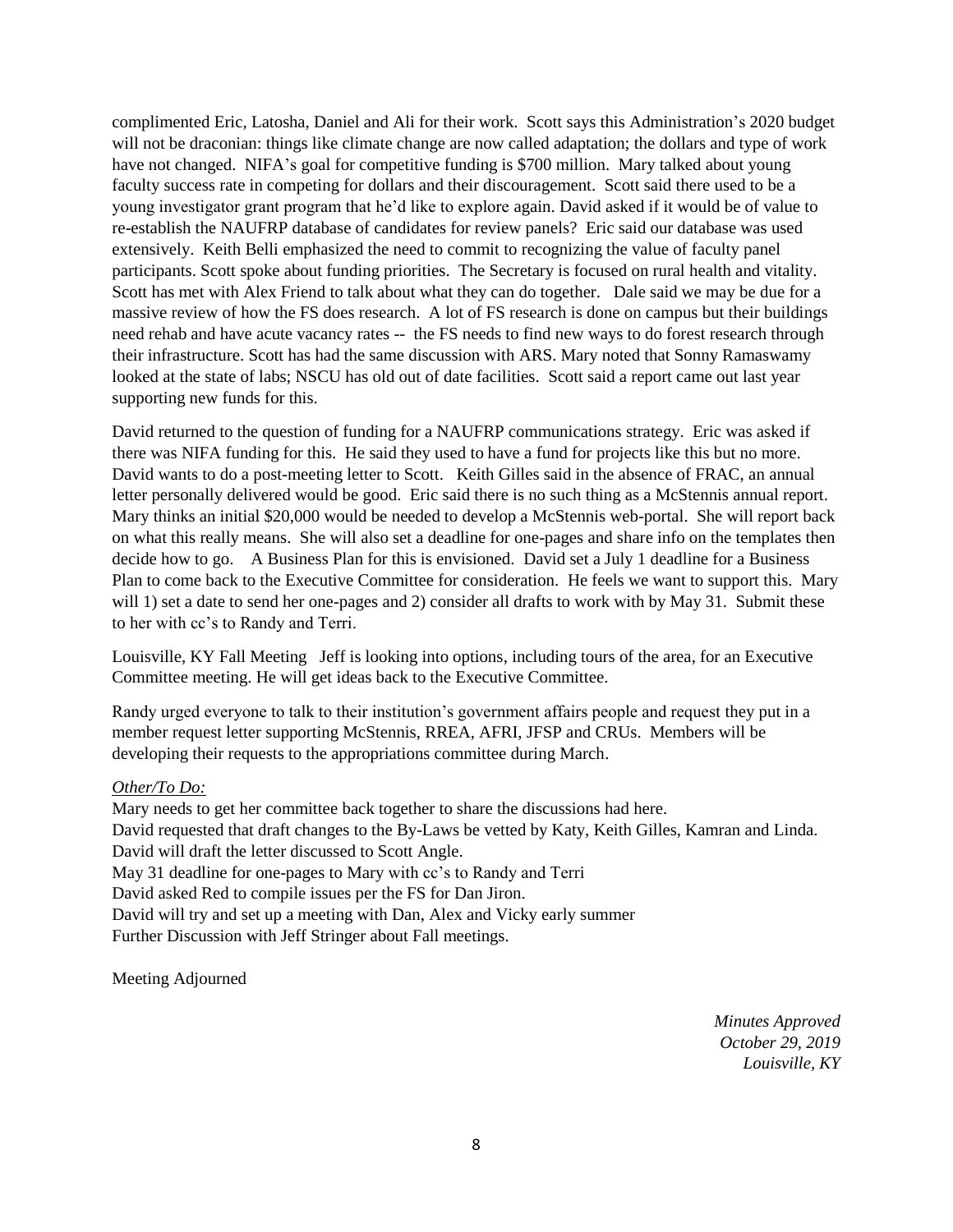complimented Eric, Latosha, Daniel and Ali for their work. Scott says this Administration's 2020 budget will not be draconian: things like climate change are now called adaptation; the dollars and type of work have not changed. NIFA's goal for competitive funding is $700 million. Mary talked about young faculty success rate in competing for dollars and their discouragement. Scott said there used to be a young investigator grant program that he'd like to explore again. David asked if it would be of value to re-establish the NAUFRP database of candidates for review panels? Eric said our database was used extensively. Keith Belli emphasized the need to commit to recognizing the value of faculty panel participants. Scott spoke about funding priorities. The Secretary is focused on rural health and vitality. Scott has met with Alex Friend to talk about what they can do together. Dale said we may be due for a massive review of how the FS does research. A lot of FS research is done on campus but their buildings need rehab and have acute vacancy rates -- the FS needs to find new ways to do forest research through their infrastructure. Scott has had the same discussion with ARS. Mary noted that Sonny Ramaswamy looked at the state of labs; NSCU has old out of date facilities. Scott said a report came out last year supporting new funds for this.

David returned to the question of funding for a NAUFRP communications strategy. Eric was asked if there was NIFA funding for this. He said they used to have a fund for projects like this but no more. David wants to do a post-meeting letter to Scott. Keith Gilles said in the absence of FRAC, an annual letter personally delivered would be good. Eric said there is no such thing as a McStennis annual report. Mary thinks an initial $20,000 would be needed to develop a McStennis web-portal. She will report back on what this really means. She will also set a deadline for one-pages and share info on the templates then decide how to go. A Business Plan for this is envisioned. David set a July 1 deadline for a Business Plan to come back to the Executive Committee for consideration. He feels we want to support this. Mary will 1) set a date to send her one-pages and 2) consider all drafts to work with by May 31. Submit these to her with cc's to Randy and Terri.

Louisville, KY Fall Meeting Jeff is looking into options, including tours of the area, for an Executive Committee meeting. He will get ideas back to the Executive Committee.

Randy urged everyone to talk to their institution's government affairs people and request they put in a member request letter supporting McStennis, RREA, AFRI, JFSP and CRUs. Members will be developing their requests to the appropriations committee during March.

*Other/To Do:*

Mary needs to get her committee back together to share the discussions had here.
David requested that draft changes to the By-Laws be vetted by Katy, Keith Gilles, Kamran and Linda.
David will draft the letter discussed to Scott Angle.
May 31 deadline for one-pages to Mary with cc's to Randy and Terri
David asked Red to compile issues per the FS for Dan Jiron.
David will try and set up a meeting with Dan, Alex and Vicky early summer
Further Discussion with Jeff Stringer about Fall meetings.

Meeting Adjourned

*Minutes Approved*
*October 29, 2019*
*Louisville, KY*